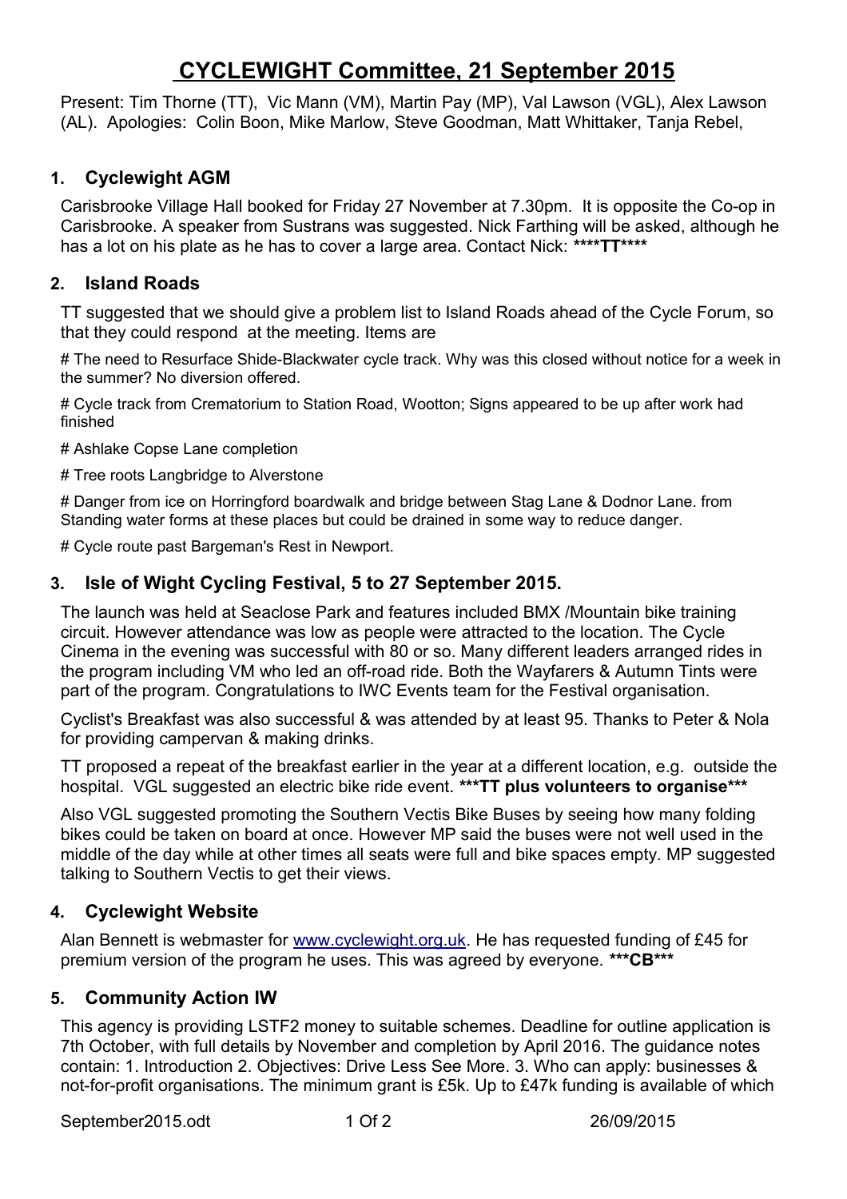# CYCLEWIGHT Committee, 21 September 2015

Present: Tim Thorne (TT), Vic Mann (VM), Martin Pay (MP), Val Lawson (VGL), Alex Lawson (AL). Apologies: Colin Boon, Mike Marlow, Steve Goodman, Matt Whittaker, Tanja Rebel,

## 1. Cyclewight AGM

Carisbrooke Village Hall booked for Friday 27 November at 7.30pm. It is opposite the Co-op in Carisbrooke. A speaker from Sustrans was suggested. Nick Farthing will be asked, although he has a lot on his plate as he has to cover a large area. Contact Nick: **\*\*\*\*TT\*\*\*\***

## 2. Island Roads

TT suggested that we should give a problem list to Island Roads ahead of the Cycle Forum, so that they could respond at the meeting. Items are

# The need to Resurface Shide-Blackwater cycle track. Why was this closed without notice for a week in the summer? No diversion offered.

# Cycle track from Crematorium to Station Road, Wootton; Signs appeared to be up after work had finished

# Ashlake Copse Lane completion

# Tree roots Langbridge to Alverstone

# Danger from ice on Horringford boardwalk and bridge between Stag Lane & Dodnor Lane. from Standing water forms at these places but could be drained in some way to reduce danger.

# Cycle route past Bargeman's Rest in Newport.

## 3. Isle of Wight Cycling Festival, 5 to 27 September 2015.

The launch was held at Seaclose Park and features included BMX /Mountain bike training circuit. However attendance was low as people were attracted to the location. The Cycle Cinema in the evening was successful with 80 or so. Many different leaders arranged rides in the program including VM who led an off-road ride. Both the Wayfarers & Autumn Tints were part of the program. Congratulations to IWC Events team for the Festival organisation.

Cyclist's Breakfast was also successful & was attended by at least 95. Thanks to Peter & Nola for providing campervan & making drinks.

TT proposed a repeat of the breakfast earlier in the year at a different location, e.g. outside the hospital. VGL suggested an electric bike ride event. **\*\*\*TT plus volunteers to organise\*\*\***

Also VGL suggested promoting the Southern Vectis Bike Buses by seeing how many folding bikes could be taken on board at once. However MP said the buses were not well used in the middle of the day while at other times all seats were full and bike spaces empty. MP suggested talking to Southern Vectis to get their views.

## 4. Cyclewight Website

Alan Bennett is webmaster for [www.cyclewight.org.uk](www.cyclewight.org.uk). He has requested funding of £45 for premium version of the program he uses. This was agreed by everyone. **\*\*\*CB\*\*\***

## 5. Community Action IW

This agency is providing LSTF2 money to suitable schemes. Deadline for outline application is 7th October, with full details by November and completion by April 2016. The guidance notes contain: 1. Introduction 2. Objectives: Drive Less See More. 3. Who can apply: businesses & not-for-profit organisations. The minimum grant is £5k. Up to £47k funding is available of which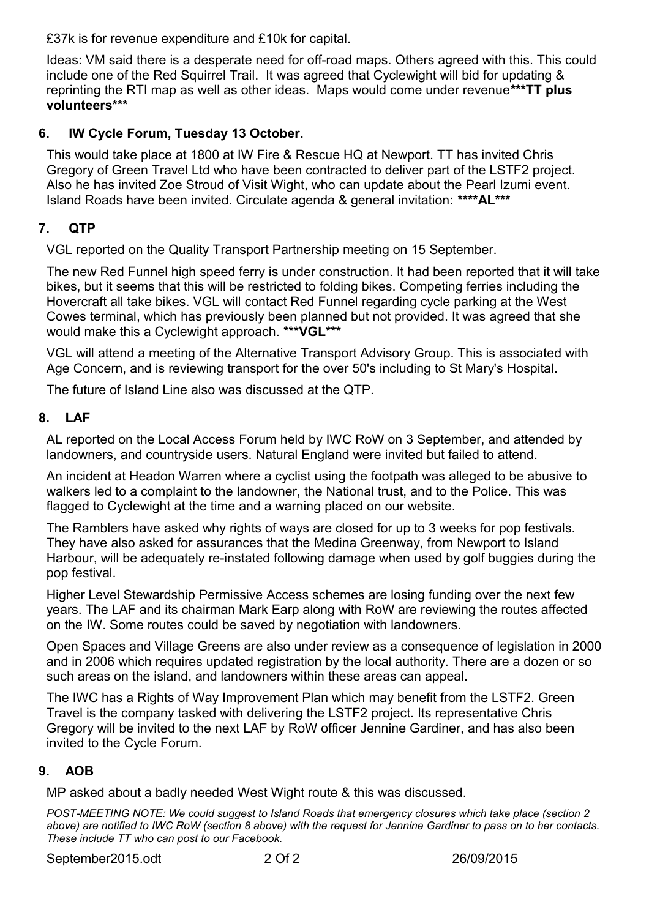£37k is for revenue expenditure and £10k for capital.

Ideas: VM said there is a desperate need for off-road maps. Others agreed with this. This could include one of the Red Squirrel Trail. It was agreed that Cyclewight will bid for updating & reprinting the RTI map as well as other ideas. Maps would come under revenue**\*\*\*TT plus volunteers\*\*\***

## 6. IW Cycle Forum, Tuesday 13 October.

This would take place at 1800 at IW Fire & Rescue HQ at Newport. TT has invited Chris Gregory of Green Travel Ltd who have been contracted to deliver part of the LSTF2 project. Also he has invited Zoe Stroud of Visit Wight, who can update about the Pearl Izumi event. Island Roads have been invited. Circulate agenda & general invitation: **\*\*\*\*AL\*\*\***

## 7. QTP

VGL reported on the Quality Transport Partnership meeting on 15 September.

The new Red Funnel high speed ferry is under construction. It had been reported that it will take bikes, but it seems that this will be restricted to folding bikes. Competing ferries including the Hovercraft all take bikes. VGL will contact Red Funnel regarding cycle parking at the West Cowes terminal, which has previously been planned but not provided. It was agreed that she would make this a Cyclewight approach. **\*\*\*VGL\*\*\***

VGL will attend a meeting of the Alternative Transport Advisory Group. This is associated with Age Concern, and is reviewing transport for the over 50's including to St Mary's Hospital.

The future of Island Line also was discussed at the QTP.

## 8. LAF

AL reported on the Local Access Forum held by IWC RoW on 3 September, and attended by landowners, and countryside users. Natural England were invited but failed to attend.

An incident at Headon Warren where a cyclist using the footpath was alleged to be abusive to walkers led to a complaint to the landowner, the National trust, and to the Police. This was flagged to Cyclewight at the time and a warning placed on our website.

The Ramblers have asked why rights of ways are closed for up to 3 weeks for pop festivals. They have also asked for assurances that the Medina Greenway, from Newport to Island Harbour, will be adequately re-instated following damage when used by golf buggies during the pop festival.

Higher Level Stewardship Permissive Access schemes are losing funding over the next few years. The LAF and its chairman Mark Earp along with RoW are reviewing the routes affected on the IW. Some routes could be saved by negotiation with landowners.

Open Spaces and Village Greens are also under review as a consequence of legislation in 2000 and in 2006 which requires updated registration by the local authority. There are a dozen or so such areas on the island, and landowners within these areas can appeal.

The IWC has a Rights of Way Improvement Plan which may benefit from the LSTF2. Green Travel is the company tasked with delivering the LSTF2 project. Its representative Chris Gregory will be invited to the next LAF by RoW officer Jennine Gardiner, and has also been invited to the Cycle Forum.

## 9. AOB

MP asked about a badly needed West Wight route & this was discussed.

*POST-MEETING NOTE: We could suggest to Island Roads that emergency closures which take place (section 2 above) are notified to IWC RoW (section 8 above) with the request for Jennine Gardiner to pass on to her contacts. These include TT who can post to our Facebook.*